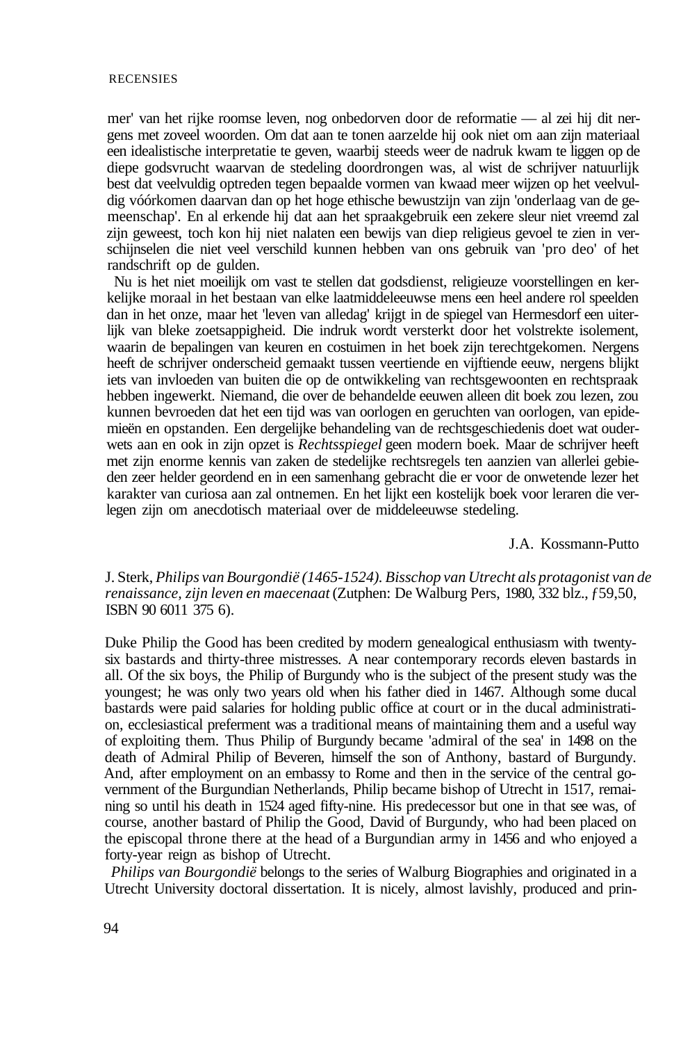mer' van het rijke roomse leven, nog onbedorven door de reformatie — al zei hij dit nergens met zoveel woorden. Om dat aan te tonen aarzelde hij ook niet om aan zijn materiaal een idealistische interpretatie te geven, waarbij steeds weer de nadruk kwam te liggen op de diepe godsvrucht waarvan de stedeling doordrongen was, al wist de schrijver natuurlijk best dat veelvuldig optreden tegen bepaalde vormen van kwaad meer wijzen op het veelvuldig vóórkomen daarvan dan op het hoge ethische bewustzijn van zijn 'onderlaag van de gemeenschap'. En al erkende hij dat aan het spraakgebruik een zekere sleur niet vreemd zal zijn geweest, toch kon hij niet nalaten een bewijs van diep religieus gevoel te zien in verschijnselen die niet veel verschild kunnen hebben van ons gebruik van 'pro deo' of het randschrift op de gulden.

Nu is het niet moeilijk om vast te stellen dat godsdienst, religieuze voorstellingen en kerkelijke moraal in het bestaan van elke laatmiddeleeuwse mens een heel andere rol speelden dan in het onze, maar het 'leven van alledag' krijgt in de spiegel van Hermesdorf een uiterlijk van bleke zoetsappigheid. Die indruk wordt versterkt door het volstrekte isolement, waarin de bepalingen van keuren en costuimen in het boek zijn terechtgekomen. Nergens heeft de schrijver onderscheid gemaakt tussen veertiende en vijftiende eeuw, nergens blijkt iets van invloeden van buiten die op de ontwikkeling van rechtsgewoonten en rechtspraak hebben ingewerkt. Niemand, die over de behandelde eeuwen alleen dit boek zou lezen, zou kunnen bevroeden dat het een tijd was van oorlogen en geruchten van oorlogen, van epidemieën en opstanden. Een dergelijke behandeling van de rechtsgeschiedenis doet wat ouderwets aan en ook in zijn opzet is *Rechtsspiegel* geen modern boek. Maar de schrijver heeft met zijn enorme kennis van zaken de stedelijke rechtsregels ten aanzien van allerlei gebieden zeer helder geordend en in een samenhang gebracht die er voor de onwetende lezer het karakter van curiosa aan zal ontnemen. En het lijkt een kostelijk boek voor leraren die verlegen zijn om anecdotisch materiaal over de middeleeuwse stedeling.

J.A. Kossmann-Putto

J. Sterk, *Philips van Bourgondië (1465-1524). Bisschop van Utrecht als protagonist van de renaissance, zijn leven en maecenaat* (Zutphen: De Walburg Pers, 1980, 332 blz., ƒ59,50, ISBN 90 6011 375 6).

Duke Philip the Good has been credited by modern genealogical enthusiasm with twenty-six bastards and thirty-three mistresses. A near contemporary records eleven bastards in all. Of the six boys, the Philip of Burgundy who is the subject of the present study was the youngest; he was only two years old when his father died in 1467. Although some ducal bastards were paid salaries for holding public office at court or in the ducal administration, ecclesiastical preferment was a traditional means of maintaining them and a useful way of exploiting them. Thus Philip of Burgundy became 'admiral of the sea' in 1498 on the death of Admiral Philip of Beveren, himself the son of Anthony, bastard of Burgundy. And, after employment on an embassy to Rome and then in the service of the central government of the Burgundian Netherlands, Philip became bishop of Utrecht in 1517, remaining so until his death in 1524 aged fifty-nine. His predecessor but one in that see was, of course, another bastard of Philip the Good, David of Burgundy, who had been placed on the episcopal throne there at the head of a Burgundian army in 1456 and who enjoyed a forty-year reign as bishop of Utrecht.

*Philips van Bourgondië* belongs to the series of Walburg Biographies and originated in a Utrecht University doctoral dissertation. It is nicely, almost lavishly, produced and prin-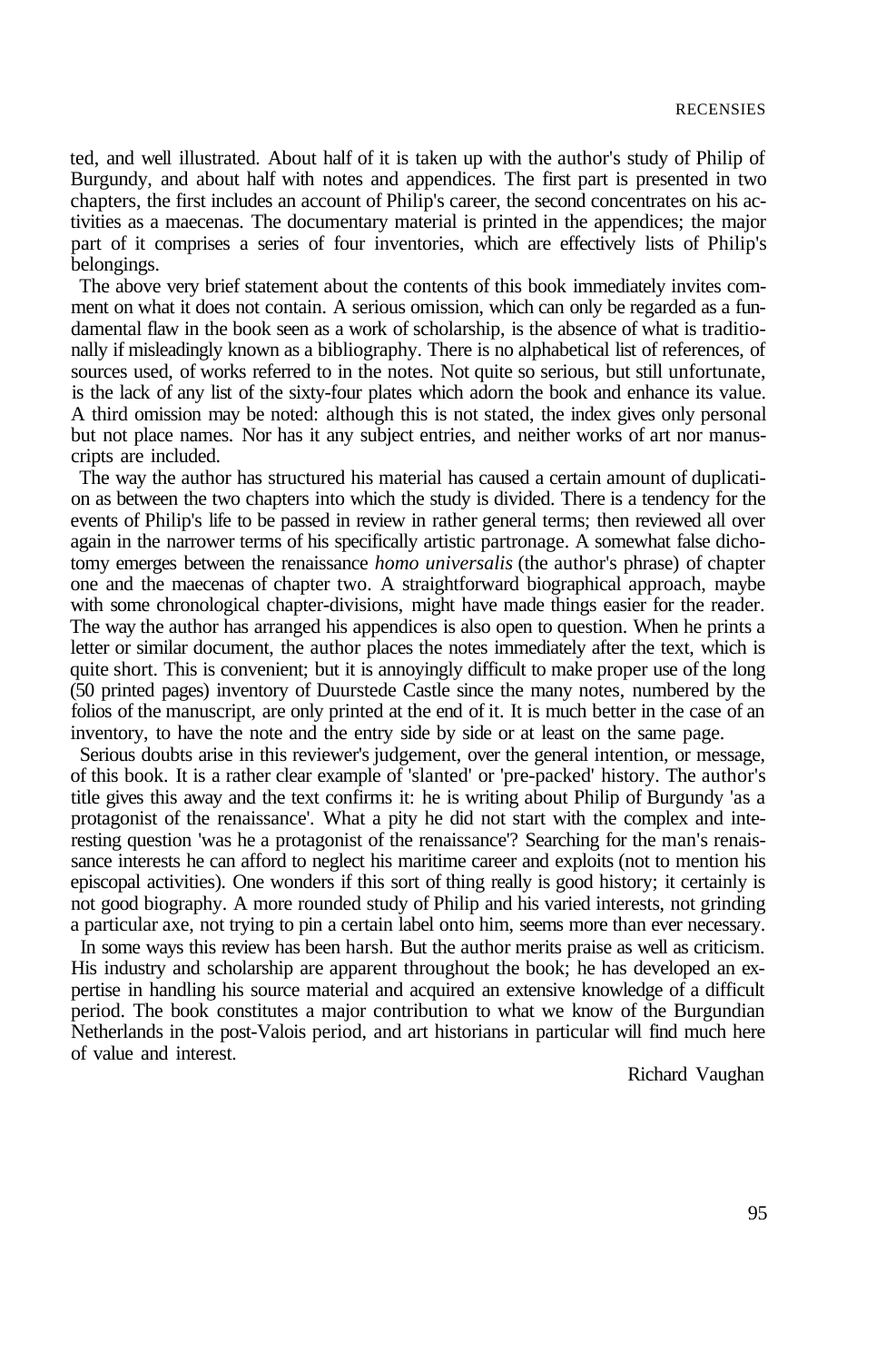ted, and well illustrated. About half of it is taken up with the author's study of Philip of Burgundy, and about half with notes and appendices. The first part is presented in two chapters, the first includes an account of Philip's career, the second concentrates on his activities as a maecenas. The documentary material is printed in the appendices; the major part of it comprises a series of four inventories, which are effectively lists of Philip's belongings.

The above very brief statement about the contents of this book immediately invites comment on what it does not contain. A serious omission, which can only be regarded as a fundamental flaw in the book seen as a work of scholarship, is the absence of what is traditionally if misleadingly known as a bibliography. There is no alphabetical list of references, of sources used, of works referred to in the notes. Not quite so serious, but still unfortunate, is the lack of any list of the sixty-four plates which adorn the book and enhance its value. A third omission may be noted: although this is not stated, the index gives only personal but not place names. Nor has it any subject entries, and neither works of art nor manuscripts are included.

The way the author has structured his material has caused a certain amount of duplication as between the two chapters into which the study is divided. There is a tendency for the events of Philip's life to be passed in review in rather general terms; then reviewed all over again in the narrower terms of his specifically artistic partronage. A somewhat false dichotomy emerges between the renaissance *homo universalis* (the author's phrase) of chapter one and the maecenas of chapter two. A straightforward biographical approach, maybe with some chronological chapter-divisions, might have made things easier for the reader. The way the author has arranged his appendices is also open to question. When he prints a letter or similar document, the author places the notes immediately after the text, which is quite short. This is convenient; but it is annoyingly difficult to make proper use of the long (50 printed pages) inventory of Duurstede Castle since the many notes, numbered by the folios of the manuscript, are only printed at the end of it. It is much better in the case of an inventory, to have the note and the entry side by side or at least on the same page.

Serious doubts arise in this reviewer's judgement, over the general intention, or message, of this book. It is a rather clear example of 'slanted' or 'pre-packed' history. The author's title gives this away and the text confirms it: he is writing about Philip of Burgundy 'as a protagonist of the renaissance'. What a pity he did not start with the complex and interesting question 'was he a protagonist of the renaissance'? Searching for the man's renaissance interests he can afford to neglect his maritime career and exploits (not to mention his episcopal activities). One wonders if this sort of thing really is good history; it certainly is not good biography. A more rounded study of Philip and his varied interests, not grinding a particular axe, not trying to pin a certain label onto him, seems more than ever necessary.

In some ways this review has been harsh. But the author merits praise as well as criticism. His industry and scholarship are apparent throughout the book; he has developed an expertise in handling his source material and acquired an extensive knowledge of a difficult period. The book constitutes a major contribution to what we know of the Burgundian Netherlands in the post-Valois period, and art historians in particular will find much here of value and interest.

Richard Vaughan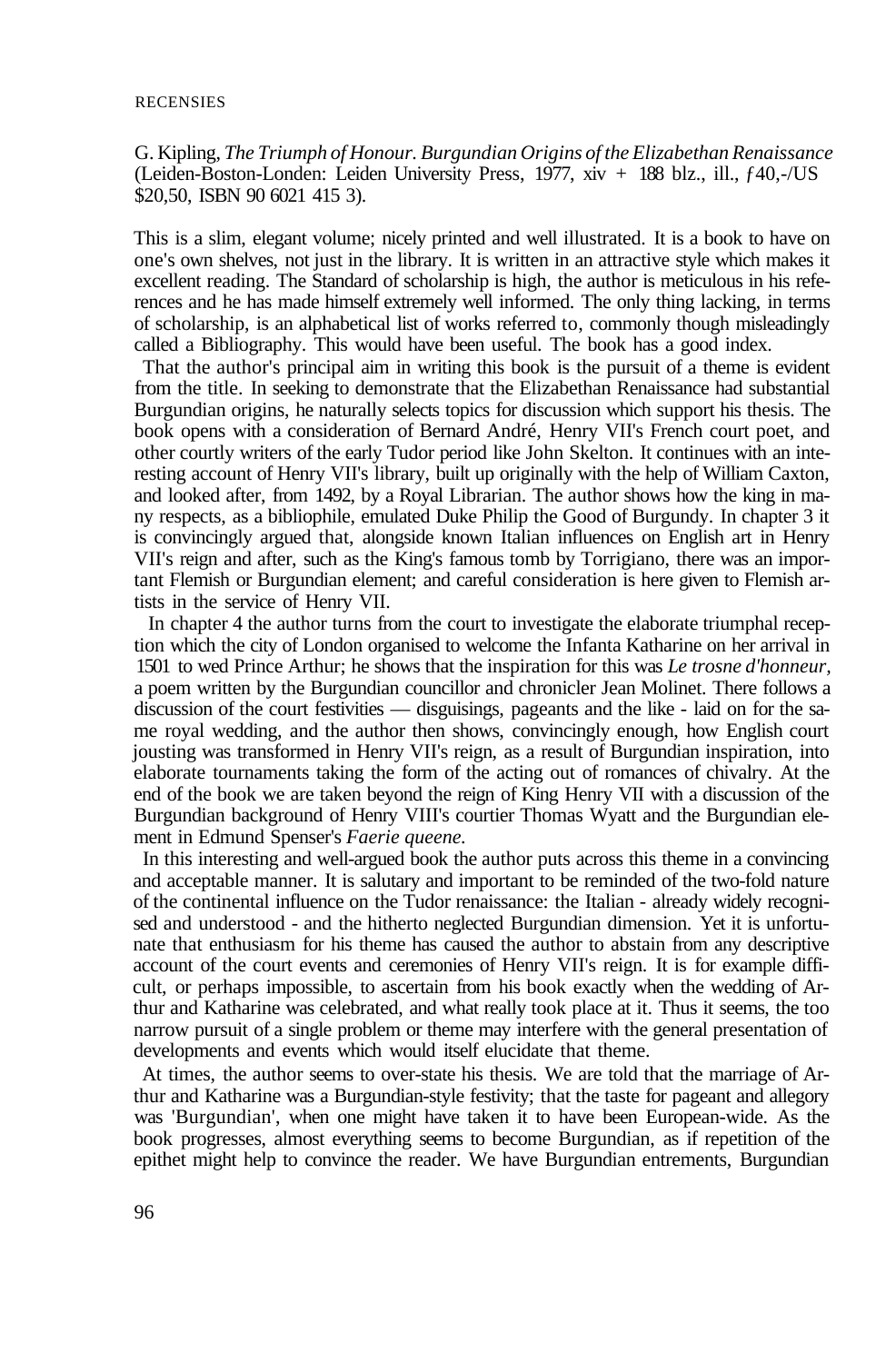G. Kipling, *The Triumph of Honour. Burgundian Origins of the Elizabethan Renaissance* (Leiden-Boston-Londen: Leiden University Press, 1977, xiv + 188 blz., ill., ƒ40,-/US $20,50, ISBN 90 6021 415 3).

This is a slim, elegant volume; nicely printed and well illustrated. It is a book to have on one's own shelves, not just in the library. It is written in an attractive style which makes it excellent reading. The Standard of scholarship is high, the author is meticulous in his references and he has made himself extremely well informed. The only thing lacking, in terms of scholarship, is an alphabetical list of works referred to, commonly though misleadingly called a Bibliography. This would have been useful. The book has a good index.

That the author's principal aim in writing this book is the pursuit of a theme is evident from the title. In seeking to demonstrate that the Elizabethan Renaissance had substantial Burgundian origins, he naturally selects topics for discussion which support his thesis. The book opens with a consideration of Bernard André, Henry VII's French court poet, and other courtly writers of the early Tudor period like John Skelton. It continues with an interesting account of Henry VII's library, built up originally with the help of William Caxton, and looked after, from 1492, by a Royal Librarian. The author shows how the king in many respects, as a bibliophile, emulated Duke Philip the Good of Burgundy. In chapter 3 it is convincingly argued that, alongside known Italian influences on English art in Henry VII's reign and after, such as the King's famous tomb by Torrigiano, there was an important Flemish or Burgundian element; and careful consideration is here given to Flemish artists in the service of Henry VII.

In chapter 4 the author turns from the court to investigate the elaborate triumphal reception which the city of London organised to welcome the Infanta Katharine on her arrival in 1501 to wed Prince Arthur; he shows that the inspiration for this was *Le trosne d'honneur*, a poem written by the Burgundian councillor and chronicler Jean Molinet. There follows a discussion of the court festivities — disguisings, pageants and the like - laid on for the same royal wedding, and the author then shows, convincingly enough, how English court jousting was transformed in Henry VII's reign, as a result of Burgundian inspiration, into elaborate tournaments taking the form of the acting out of romances of chivalry. At the end of the book we are taken beyond the reign of King Henry VII with a discussion of the Burgundian background of Henry VIII's courtier Thomas Wyatt and the Burgundian element in Edmund Spenser's *Faerie queene*.

In this interesting and well-argued book the author puts across this theme in a convincing and acceptable manner. It is salutary and important to be reminded of the two-fold nature of the continental influence on the Tudor renaissance: the Italian - already widely recognised and understood - and the hitherto neglected Burgundian dimension. Yet it is unfortunate that enthusiasm for his theme has caused the author to abstain from any descriptive account of the court events and ceremonies of Henry VII's reign. It is for example difficult, or perhaps impossible, to ascertain from his book exactly when the wedding of Arthur and Katharine was celebrated, and what really took place at it. Thus it seems, the too narrow pursuit of a single problem or theme may interfere with the general presentation of developments and events which would itself elucidate that theme.

At times, the author seems to over-state his thesis. We are told that the marriage of Arthur and Katharine was a Burgundian-style festivity; that the taste for pageant and allegory was 'Burgundian', when one might have taken it to have been European-wide. As the book progresses, almost everything seems to become Burgundian, as if repetition of the epithet might help to convince the reader. We have Burgundian entrements, Burgundian